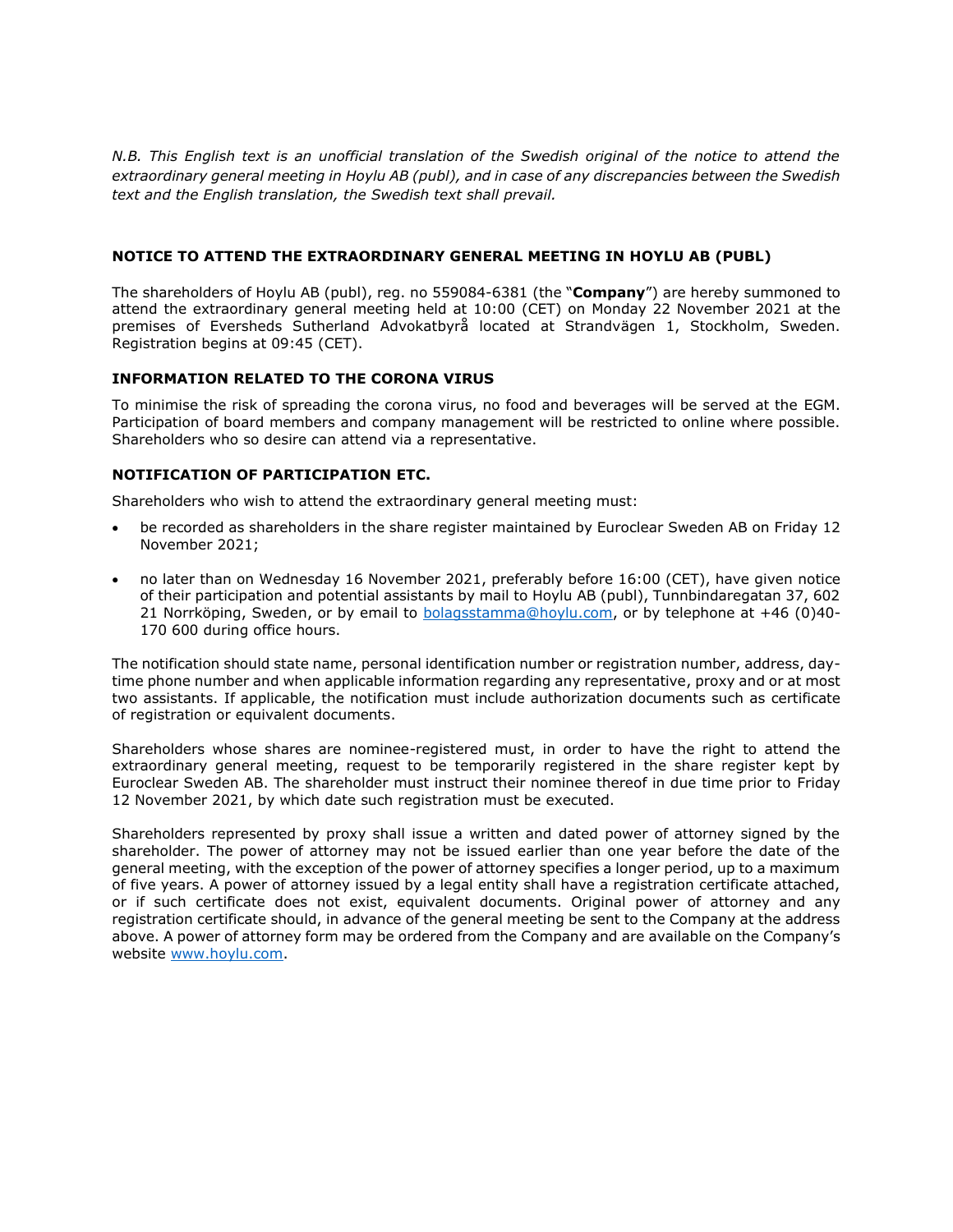*N.B. This English text is an unofficial translation of the Swedish original of the notice to attend the extraordinary general meeting in Hoylu AB (publ), and in case of any discrepancies between the Swedish text and the English translation, the Swedish text shall prevail.*

## NOTICE TO ATTEND THE EXTRAORDINARY GENERAL MEETING IN HOYLU AB (PUBL)

The shareholders of Hoylu AB (publ), reg. no 559084-6381 (the "**Company**") are hereby summoned to attend the extraordinary general meeting held at 10:00 (CET) on Monday 22 November 2021 at the premises of Eversheds Sutherland Advokatbyrå located at Strandvägen 1, Stockholm, Sweden. Registration begins at 09:45 (CET).

### INFORMATION RELATED TO THE CORONA VIRUS

To minimise the risk of spreading the corona virus, no food and beverages will be served at the EGM. Participation of board members and company management will be restricted to online where possible. Shareholders who so desire can attend via a representative.

### NOTIFICATION OF PARTICIPATION ETC.

Shareholders who wish to attend the extraordinary general meeting must:

- be recorded as shareholders in the share register maintained by Euroclear Sweden AB on Friday 12 November 2021;
- no later than on Wednesday 16 November 2021, preferably before 16:00 (CET), have given notice of their participation and potential assistants by mail to Hoylu AB (publ), Tunnbindaregatan 37, 602 21 Norrköping, Sweden, or by email to bolagsstamma@hoylu.com, or by telephone at +46 (0)40-170 600 during office hours.

The notification should state name, personal identification number or registration number, address, day-time phone number and when applicable information regarding any representative, proxy and or at most two assistants. If applicable, the notification must include authorization documents such as certificate of registration or equivalent documents.

Shareholders whose shares are nominee-registered must, in order to have the right to attend the extraordinary general meeting, request to be temporarily registered in the share register kept by Euroclear Sweden AB. The shareholder must instruct their nominee thereof in due time prior to Friday 12 November 2021, by which date such registration must be executed.

Shareholders represented by proxy shall issue a written and dated power of attorney signed by the shareholder. The power of attorney may not be issued earlier than one year before the date of the general meeting, with the exception of the power of attorney specifies a longer period, up to a maximum of five years. A power of attorney issued by a legal entity shall have a registration certificate attached, or if such certificate does not exist, equivalent documents. Original power of attorney and any registration certificate should, in advance of the general meeting be sent to the Company at the address above. A power of attorney form may be ordered from the Company and are available on the Company's website www.hoylu.com.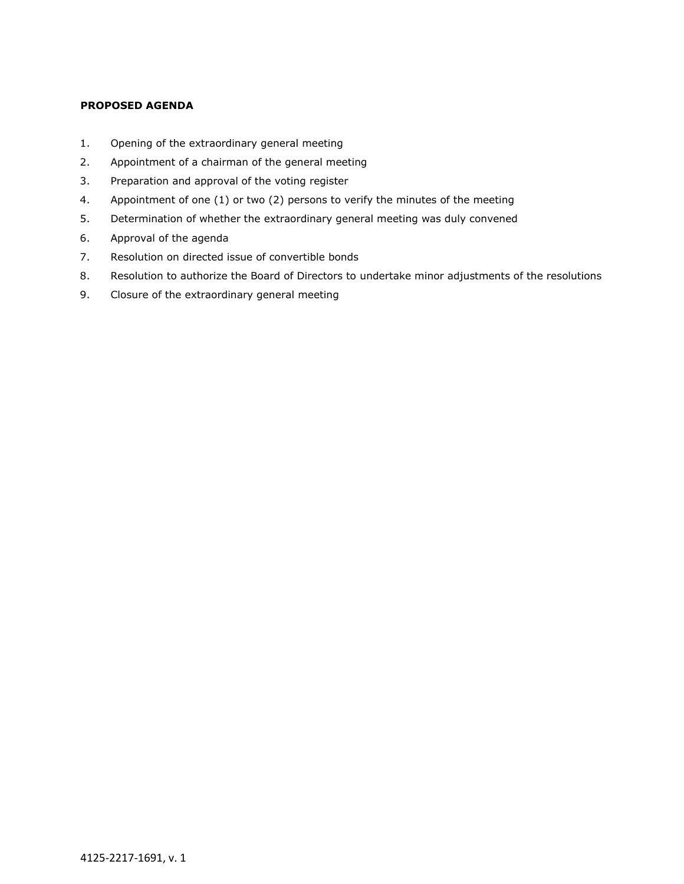**PROPOSED AGENDA**

1. Opening of the extraordinary general meeting
2. Appointment of a chairman of the general meeting
3. Preparation and approval of the voting register
4. Appointment of one (1) or two (2) persons to verify the minutes of the meeting
5. Determination of whether the extraordinary general meeting was duly convened
6. Approval of the agenda
7. Resolution on directed issue of convertible bonds
8. Resolution to authorize the Board of Directors to undertake minor adjustments of the resolutions
9. Closure of the extraordinary general meeting

4125-2217-1691, v. 1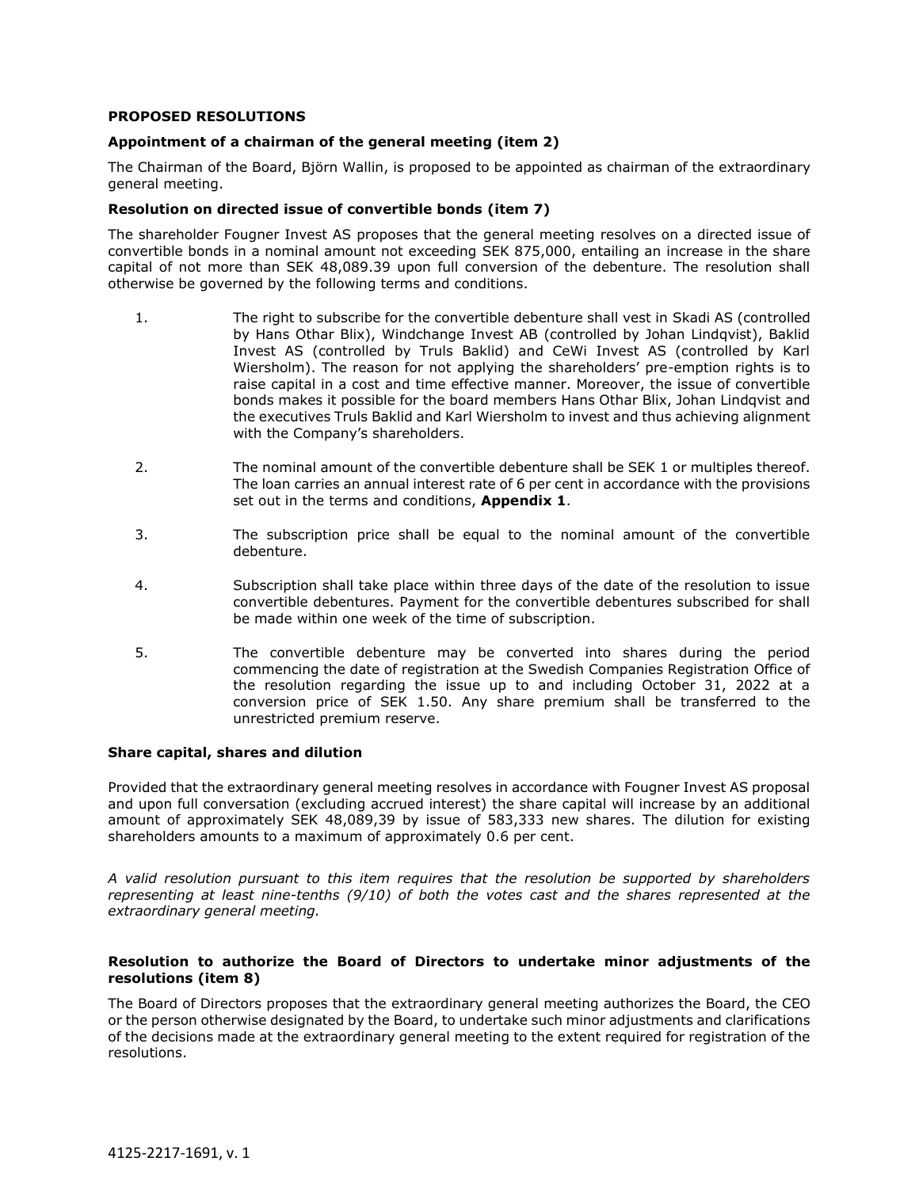**PROPOSED RESOLUTIONS**

**Appointment of a chairman of the general meeting (item 2)**

The Chairman of the Board, Björn Wallin, is proposed to be appointed as chairman of the extraordinary general meeting.

**Resolution on directed issue of convertible bonds (item 7)**

The shareholder Fougner Invest AS proposes that the general meeting resolves on a directed issue of convertible bonds in a nominal amount not exceeding SEK 875,000, entailing an increase in the share capital of not more than SEK 48,089.39 upon full conversion of the debenture. The resolution shall otherwise be governed by the following terms and conditions.

1. The right to subscribe for the convertible debenture shall vest in Skadi AS (controlled by Hans Othar Blix), Windchange Invest AB (controlled by Johan Lindqvist), Baklid Invest AS (controlled by Truls Baklid) and CeWi Invest AS (controlled by Karl Wiersholm). The reason for not applying the shareholders' pre-emption rights is to raise capital in a cost and time effective manner. Moreover, the issue of convertible bonds makes it possible for the board members Hans Othar Blix, Johan Lindqvist and the executives Truls Baklid and Karl Wiersholm to invest and thus achieving alignment with the Company's shareholders.

2. The nominal amount of the convertible debenture shall be SEK 1 or multiples thereof. The loan carries an annual interest rate of 6 per cent in accordance with the provisions set out in the terms and conditions, **Appendix 1**.

3. The subscription price shall be equal to the nominal amount of the convertible debenture.

4. Subscription shall take place within three days of the date of the resolution to issue convertible debentures. Payment for the convertible debentures subscribed for shall be made within one week of the time of subscription.

5. The convertible debenture may be converted into shares during the period commencing the date of registration at the Swedish Companies Registration Office of the resolution regarding the issue up to and including October 31, 2022 at a conversion price of SEK 1.50. Any share premium shall be transferred to the unrestricted premium reserve.

**Share capital, shares and dilution**

Provided that the extraordinary general meeting resolves in accordance with Fougner Invest AS proposal and upon full conversation (excluding accrued interest) the share capital will increase by an additional amount of approximately SEK 48,089,39 by issue of 583,333 new shares. The dilution for existing shareholders amounts to a maximum of approximately 0.6 per cent.

*A valid resolution pursuant to this item requires that the resolution be supported by shareholders representing at least nine-tenths (9/10) of both the votes cast and the shares represented at the extraordinary general meeting.*

**Resolution to authorize the Board of Directors to undertake minor adjustments of the resolutions (item 8)**

The Board of Directors proposes that the extraordinary general meeting authorizes the Board, the CEO or the person otherwise designated by the Board, to undertake such minor adjustments and clarifications of the decisions made at the extraordinary general meeting to the extent required for registration of the resolutions.

4125-2217-1691, v. 1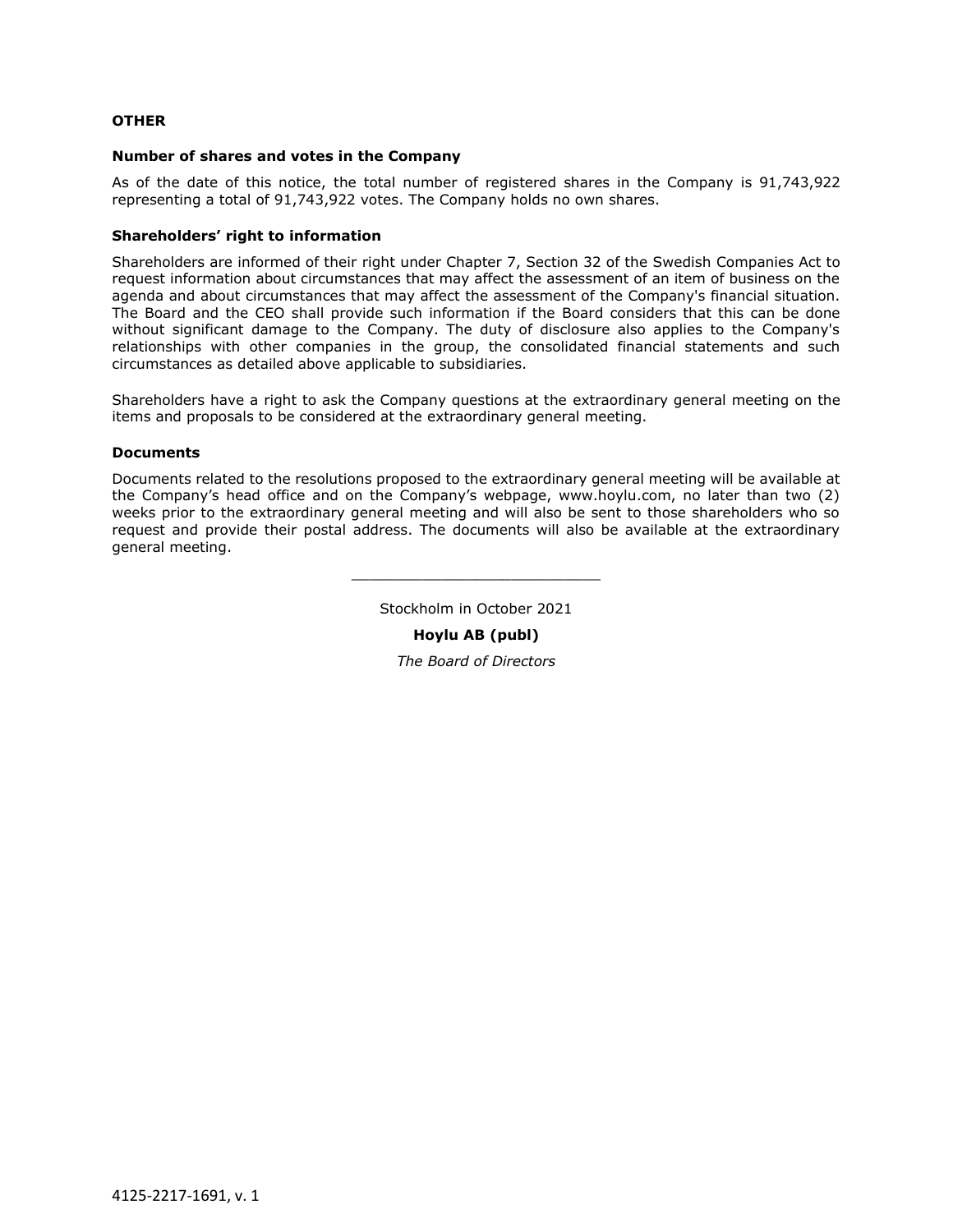**OTHER**

**Number of shares and votes in the Company**

As of the date of this notice, the total number of registered shares in the Company is 91,743,922 representing a total of 91,743,922 votes. The Company holds no own shares.

**Shareholders' right to information**

Shareholders are informed of their right under Chapter 7, Section 32 of the Swedish Companies Act to request information about circumstances that may affect the assessment of an item of business on the agenda and about circumstances that may affect the assessment of the Company's financial situation. The Board and the CEO shall provide such information if the Board considers that this can be done without significant damage to the Company. The duty of disclosure also applies to the Company's relationships with other companies in the group, the consolidated financial statements and such circumstances as detailed above applicable to subsidiaries.

Shareholders have a right to ask the Company questions at the extraordinary general meeting on the items and proposals to be considered at the extraordinary general meeting.

**Documents**

Documents related to the resolutions proposed to the extraordinary general meeting will be available at the Company's head office and on the Company's webpage, www.hoylu.com, no later than two (2) weeks prior to the extraordinary general meeting and will also be sent to those shareholders who so request and provide their postal address. The documents will also be available at the extraordinary general meeting.

---

Stockholm in October 2021

**Hoylu AB (publ)**

*The Board of Directors*

4125-2217-1691, v. 1